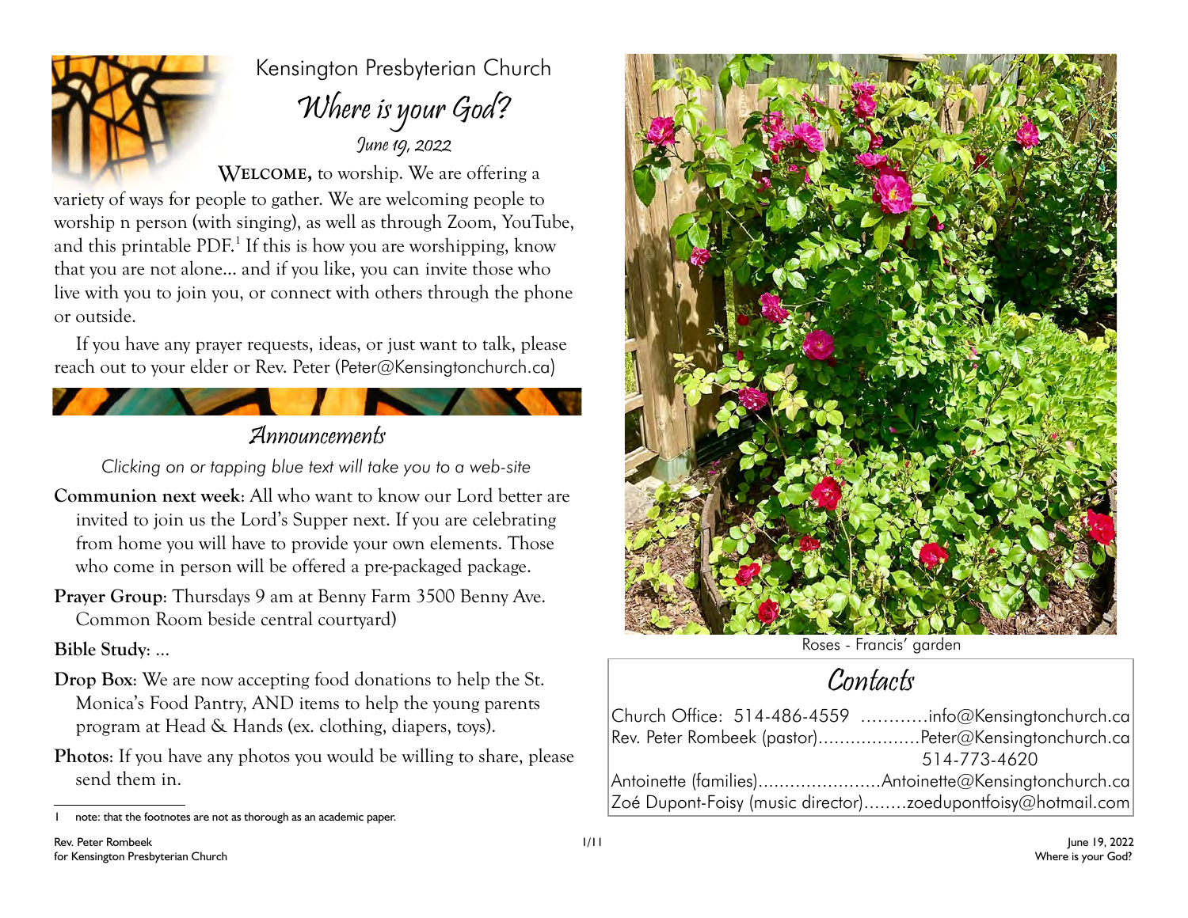

Kensington Presbyterian Church Where is your God? June 19, 2022

WELCOME, to worship. We are offering a

variety of ways for people to gather. We are welcoming people to worship n person (with singing), as well as through Zoom, YouTube, and this printable  ${\rm PDF.}^1$  ${\rm PDF.}^1$  If this is how you are worshipping, know that you are not alone... and if you like, you can invite those who live with you to join you, or connect with others through the phone or outside.

If you have any prayer requests, ideas, or just want to talk, please reach out to your elder or Rev. Peter (Peter@Kensingtonchurch.ca)

## Announcements

*Clicking on or tapping blue text will take you to a web-site*

- **Communion next week**: All who want to know our Lord better are invited to join us the Lord's Supper next. If you are celebrating from home you will have to provide your own elements. Those who come in person will be offered a pre-packaged package.
- **Prayer Group**: Thursdays 9 am at Benny Farm 3500 Benny Ave. Common Room beside central courtyard)

### **Bible Study**: ...

- **Drop Box**: We are now accepting food donations to help the St. Monica's Food Pantry, AND items to help the young parents program at Head & Hands (ex. clothing, diapers, toys).
- **Photos**: If you have any photos you would be willing to share, please send them in.



Roses - Francis' garden

## Contacts

| Church Office: 514-486-4559 info@Kensingtonchurch.ca        |
|-------------------------------------------------------------|
| Rev. Peter Rombeek (pastor)Peter@Kensingtonchurch.ca        |
| 514-773-4620                                                |
| Antoinette (families)Antoinette@Kensingtonchurch.ca         |
| Zoé Dupont-Foisy (music director)zoedupontfoisy@hotmail.com |

<span id="page-0-0"></span>note: that the footnotes are not as thorough as an academic paper.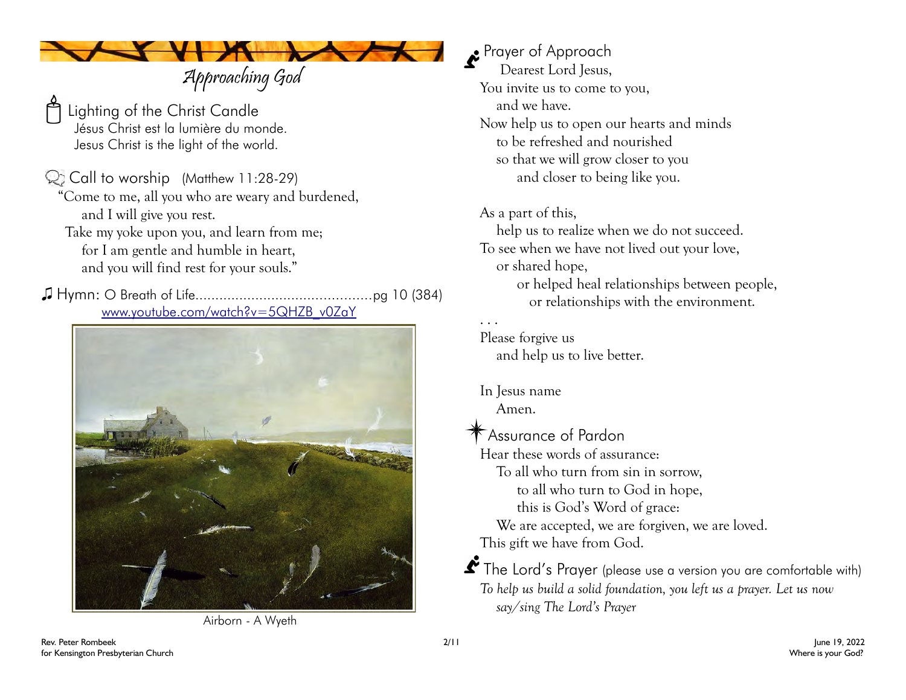

# Approaching God

Lighting of the Christ Candle Jésus Christ est la lumière du monde. Jesus Christ is the light of the world.

Q Call to worship (Matthew 11:28-29) "Come to me, all you who are weary and burdened,

 and I will give you rest. Take my yoke upon you, and learn from me; for I am gentle and humble in heart,

and you will find rest for your souls."

♫ Hymn: O Breath of Life............................................pg 10 (384) [www.youtube.com/watch?v=5QHZB\\_v0ZaY](https://www.youtube.com/watch?v=5QHZB_v0ZaY)



Airborn - A Wyeth

# Prayer of Approach

Dearest Lord Jesus, You invite us to come to you, and we have. Now help us to open our hearts and minds to be refreshed and nourished so that we will grow closer to you and closer to being like you.

As a part of this, help us to realize when we do not succeed. To see when we have not lived out your love, or shared hope, or helped heal relationships between people, or relationships with the environment.

. . . Please forgive us and help us to live better.

In Jesus name Amen.

## Assurance of Pardon

Hear these words of assurance:

To all who turn from sin in sorrow,

to all who turn to God in hope,

this is God's Word of grace:

We are accepted, we are forgiven, we are loved.

This gift we have from God.

The Lord's Prayer (please use a version you are comfortable with) *To help us build a solid foundation, you left us a prayer. Let us now say/sing The Lord's Prayer*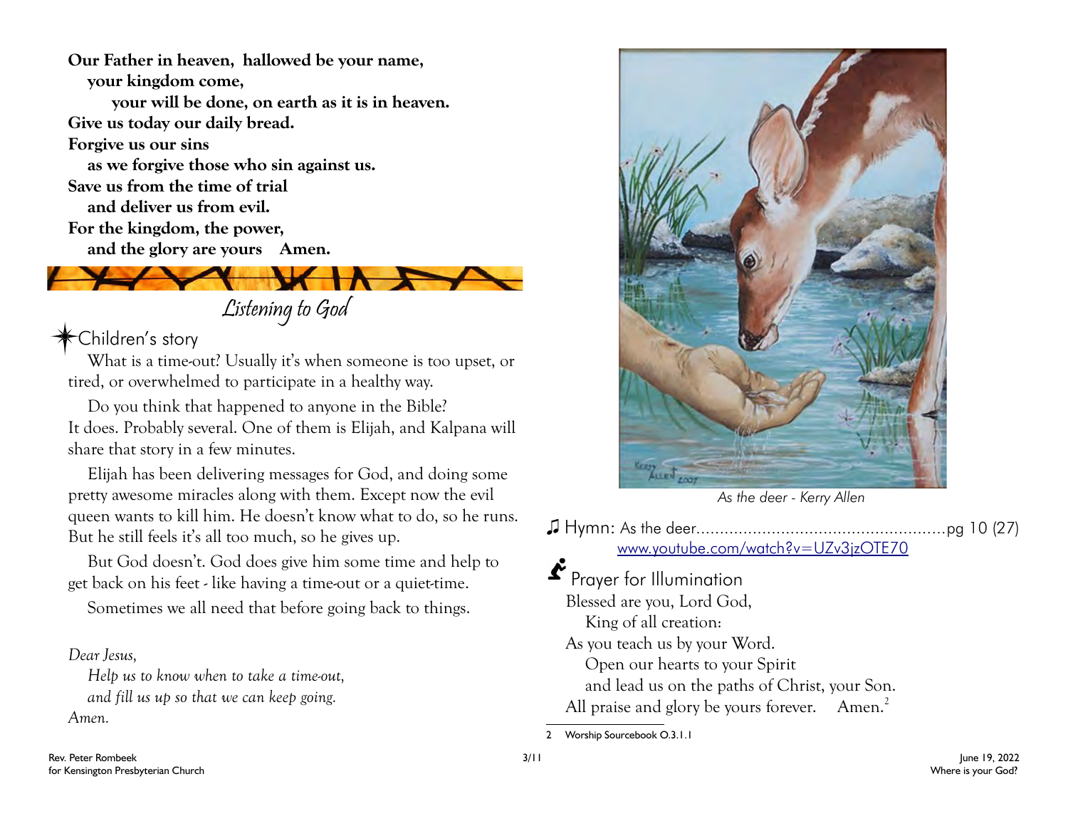**Our Father in heaven, hallowed be your name, your kingdom come, your will be done, on earth as it is in heaven. Give us today our daily bread. Forgive us our sins as we forgive those who sin against us. Save us from the time of trial and deliver us from evil. For the kingdom, the power, and the glory are yours Amen.**



Listening to God

Children's story

What is a time-out? Usually it's when someone is too upset, or tired, or overwhelmed to participate in a healthy way.

Do you think that happened to anyone in the Bible? It does. Probably several. One of them is Elijah, and Kalpana will share that story in a few minutes.

Elijah has been delivering messages for God, and doing some pretty awesome miracles along with them. Except now the evil queen wants to kill him. He doesn't know what to do, so he runs. But he still feels it's all too much, so he gives up.

But God doesn't. God does give him some time and help to get back on his feet - like having a time-out or a quiet-time.

Sometimes we all need that before going back to things.

*Dear Jesus,* 

*Help us to know when to take a time-out,* 

*and fill us up so that we can keep going.* 

*Amen.*



*As the deer - Kerry Allen*

♫ Hymn: As the deer.....................................................pg 10 (27) [www.youtube.com/watch?v=UZv3jzOTE70](https://www.youtube.com/watch?v=UZv3jzOTE70) 

 $\mathbf{\mathring{E}}$  Prayer for Illumination Blessed are you, Lord God, King of all creation: As you teach us by your Word. Open our hearts to your Spirit and lead us on the paths of Christ, your Son. All praise and glory be yours forever. Amen.<sup>[2](#page-2-0)</sup>

<span id="page-2-0"></span><sup>2</sup> Worship Sourcebook O.3.1.1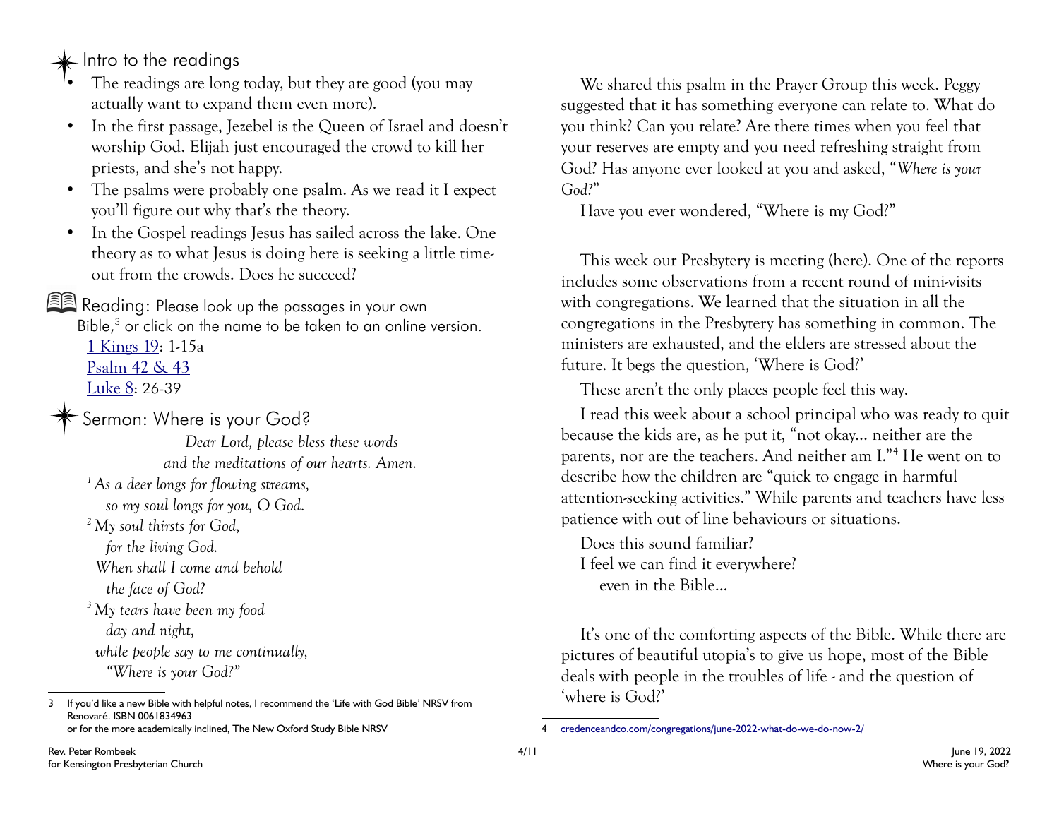$\triangleq$  Intro to the readings

- The readings are long today, but they are good (you may actually want to expand them even more).
- In the first passage, Jezebel is the Queen of Israel and doesn't worship God. Elijah just encouraged the crowd to kill her priests, and she's not happy.
- The psalms were probably one psalm. As we read it I expect you'll figure out why that's the theory.
- In the Gospel readings Jesus has sailed across the lake. One theory as to what Jesus is doing here is seeking a little timeout from the crowds. Does he succeed?

Reading: Please look up the passages in your own Bible,<sup>[3](#page-3-0)</sup> or click on the name to be taken to an online version. [1 Kings 19:](https://bible.oremus.org/?passage=1+Kings+19) 1-15a [Psalm 42 & 43](https://bible.oremus.org/?passage=Psalm+42-43) [Luke 8:](https://bible.oremus.org/?passage=Luke+8) 26-39 Sermon: Where is your God?

*Dear Lord, please bless these words and the meditations of our hearts. Amen. <sup>1</sup>As a deer longs for flowing streams, so my soul longs for you, O God. <sup>2</sup>My soul thirsts for God, for the living God. When shall I come and behold the face of God? <sup>3</sup>My tears have been my food day and night, while people say to me continually, "Where is your God?"* 

We shared this psalm in the Prayer Group this week. Peggy suggested that it has something everyone can relate to. What do you think? Can you relate? Are there times when you feel that your reserves are empty and you need refreshing straight from God? Has anyone ever looked at you and asked, "*Where is your God?*"

Have you ever wondered, "Where is my God?"

This week our Presbytery is meeting (here). One of the reports includes some observations from a recent round of mini-visits with congregations. We learned that the situation in all the congregations in the Presbytery has something in common. The ministers are exhausted, and the elders are stressed about the future. It begs the question, 'Where is God?'

These aren't the only places people feel this way.

I read this week about a school principal who was ready to quit because the kids are, as he put it, "not okay... neither are the parents, nor are the teachers. And neither am I."<sup>[4](#page-3-1)</sup> He went on to describe how the children are "quick to engage in harmful attention-seeking activities." While parents and teachers have less patience with out of line behaviours or situations.

Does this sound familiar? I feel we can find it everywhere? even in the Bible...

It's one of the comforting aspects of the Bible. While there are pictures of beautiful utopia's to give us hope, most of the Bible deals with people in the troubles of life - and the question of 'where is God?'

<span id="page-3-0"></span><sup>3</sup> If you'd like a new Bible with helpful notes, I recommend the 'Life with God Bible' NRSV from Renovaré. ISBN 0061834963 or for the more academically inclined, The New Oxford Study Bible NRSV

<span id="page-3-1"></span><sup>4</sup> [credenceandco.com/congregations/june-2022-what-do-we-do-now-2/](https://credenceandco.com/congregations/june-2022-what-do-we-do-now-2/)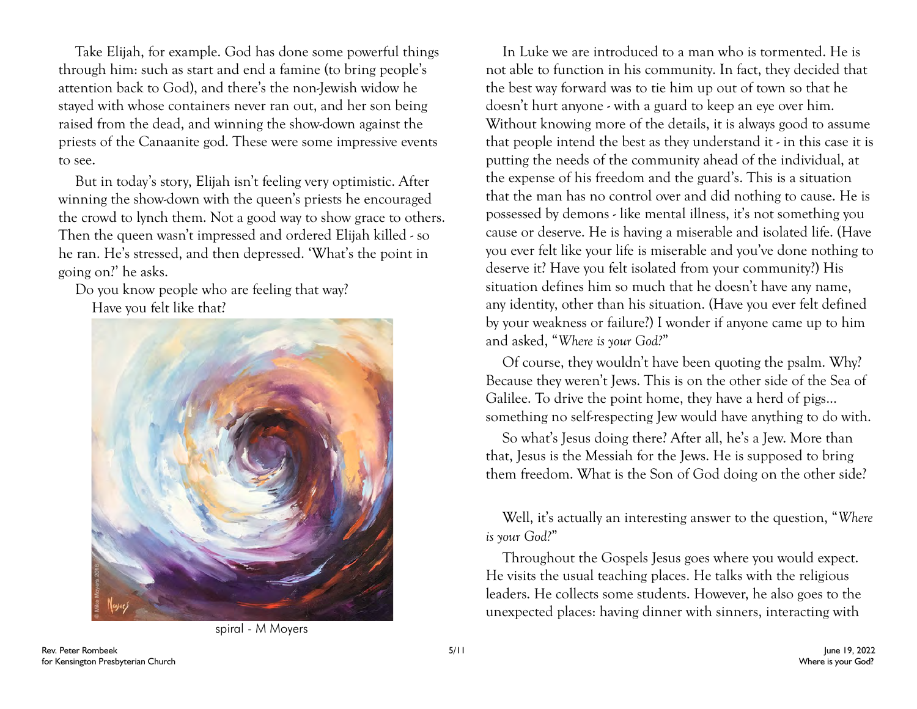Take Elijah, for example. God has done some powerful things through him: such as start and end a famine (to bring people's attention back to God), and there's the non-Jewish widow he stayed with whose containers never ran out, and her son being raised from the dead, and winning the show-down against the priests of the Canaanite god. These were some impressive events to see.

But in today's story, Elijah isn't feeling very optimistic. After winning the show-down with the queen's priests he encouraged the crowd to lynch them. Not a good way to show grace to others. Then the queen wasn't impressed and ordered Elijah killed - so he ran. He's stressed, and then depressed. 'What's the point in going on?' he asks.

Do you know people who are feeling that way? Have you felt like that?



spiral - M Moyers

In Luke we are introduced to a man who is tormented. He is not able to function in his community. In fact, they decided that the best way forward was to tie him up out of town so that he doesn't hurt anyone - with a guard to keep an eye over him. Without knowing more of the details, it is always good to assume that people intend the best as they understand it - in this case it is putting the needs of the community ahead of the individual, at the expense of his freedom and the guard's. This is a situation that the man has no control over and did nothing to cause. He is possessed by demons - like mental illness, it's not something you cause or deserve. He is having a miserable and isolated life. (Have you ever felt like your life is miserable and you've done nothing to deserve it? Have you felt isolated from your community?) His situation defines him so much that he doesn't have any name, any identity, other than his situation. (Have you ever felt defined by your weakness or failure?) I wonder if anyone came up to him and asked, "*Where is your God?*"

Of course, they wouldn't have been quoting the psalm. Why? Because they weren't Jews. This is on the other side of the Sea of Galilee. To drive the point home, they have a herd of pigs... something no self-respecting Jew would have anything to do with.

So what's Jesus doing there? After all, he's a Jew. More than that, Jesus is the Messiah for the Jews. He is supposed to bring them freedom. What is the Son of God doing on the other side?

Well, it's actually an interesting answer to the question, "*Where is your God?*"

Throughout the Gospels Jesus goes where you would expect. He visits the usual teaching places. He talks with the religious leaders. He collects some students. However, he also goes to the unexpected places: having dinner with sinners, interacting with

Rev. Peter Rombeek 5/11 June 19, 2022 for Kensington Presbyterian Church Where is your God?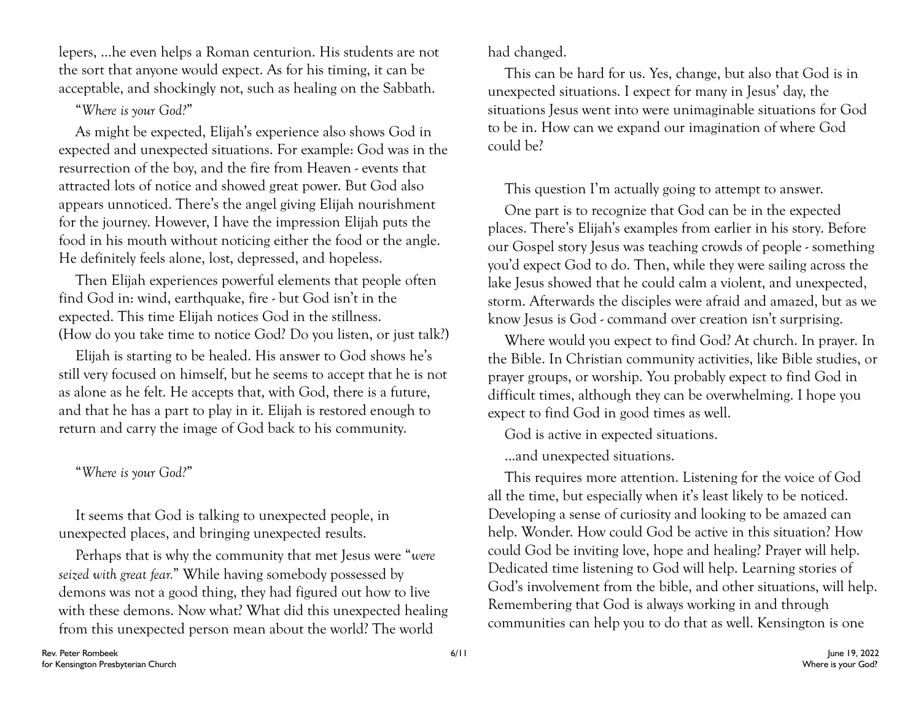lepers, ...he even helps a Roman centurion. His students are not the sort that anyone would expect. As for his timing, it can be acceptable, and shockingly not, such as healing on the Sabbath.

#### "*Where is your God?*"

As might be expected, Elijah's experience also shows God in expected and unexpected situations. For example: God was in the resurrection of the boy, and the fire from Heaven - events that attracted lots of notice and showed great power. But God also appears unnoticed. There's the angel giving Elijah nourishment for the journey. However, I have the impression Elijah puts the food in his mouth without noticing either the food or the angle. He definitely feels alone, lost, depressed, and hopeless.

Then Elijah experiences powerful elements that people often find God in: wind, earthquake, fire - but God isn't in the expected. This time Elijah notices God in the stillness. (How do you take time to notice God? Do you listen, or just talk?)

Elijah is starting to be healed. His answer to God shows he's still very focused on himself, but he seems to accept that he is not as alone as he felt. He accepts that, with God, there is a future, and that he has a part to play in it. Elijah is restored enough to return and carry the image of God back to his community.

"*Where is your God?*"

It seems that God is talking to unexpected people, in unexpected places, and bringing unexpected results.

Perhaps that is why the community that met Jesus were "*were seized with great fear.*" While having somebody possessed by demons was not a good thing, they had figured out how to live with these demons. Now what? What did this unexpected healing from this unexpected person mean about the world? The world

had changed.

This can be hard for us. Yes, change, but also that God is in unexpected situations. I expect for many in Jesus' day, the situations Jesus went into were unimaginable situations for God to be in. How can we expand our imagination of where God could be?

This question I'm actually going to attempt to answer.

One part is to recognize that God can be in the expected places. There's Elijah's examples from earlier in his story. Before our Gospel story Jesus was teaching crowds of people - something you'd expect God to do. Then, while they were sailing across the lake Jesus showed that he could calm a violent, and unexpected, storm. Afterwards the disciples were afraid and amazed, but as we know Jesus is God - command over creation isn't surprising.

Where would you expect to find God? At church. In prayer. In the Bible. In Christian community activities, like Bible studies, or prayer groups, or worship. You probably expect to find God in difficult times, although they can be overwhelming. I hope you expect to find God in good times as well.

God is active in expected situations.

...and unexpected situations.

This requires more attention. Listening for the voice of God all the time, but especially when it's least likely to be noticed. Developing a sense of curiosity and looking to be amazed can help. Wonder. How could God be active in this situation? How could God be inviting love, hope and healing? Prayer will help. Dedicated time listening to God will help. Learning stories of God's involvement from the bible, and other situations, will help. Remembering that God is always working in and through communities can help you to do that as well. Kensington is one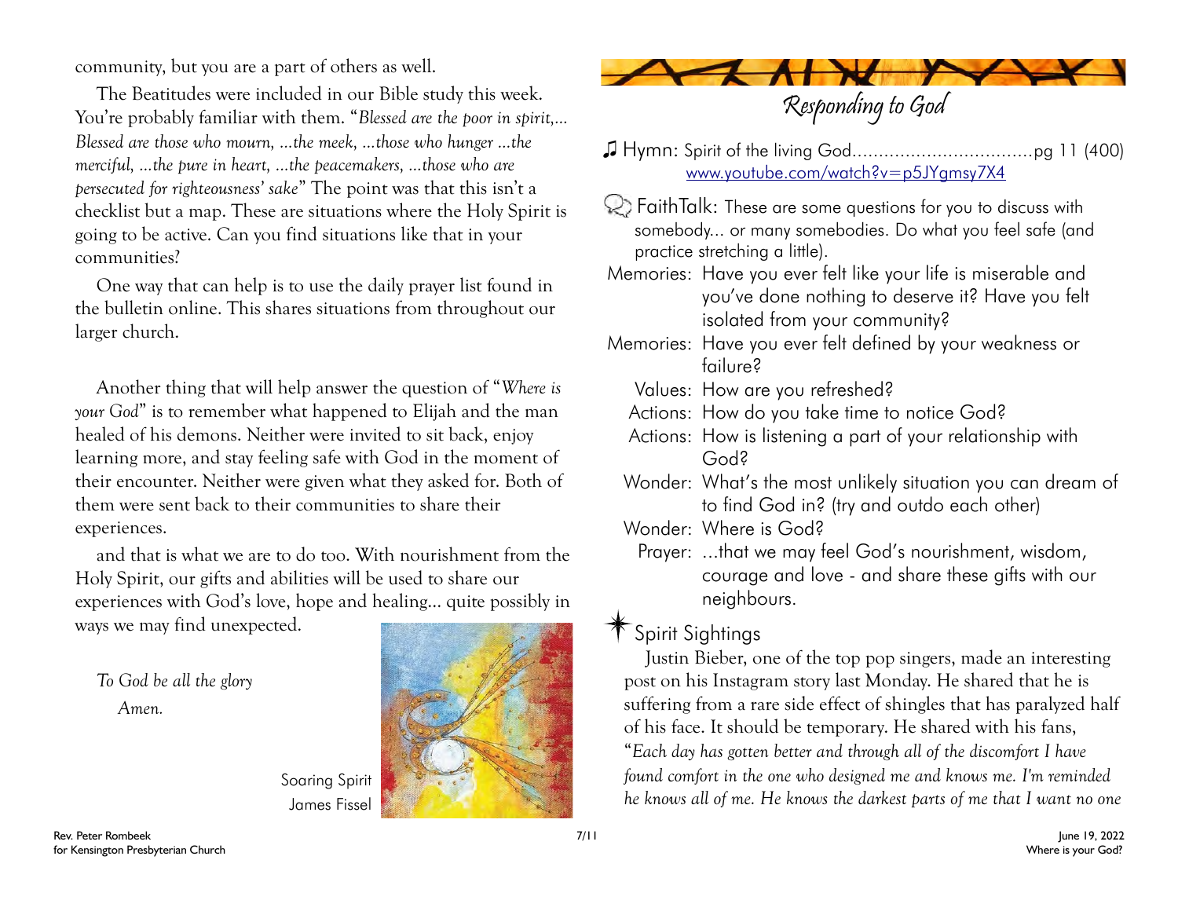community, but you are a part of others as well.

The Beatitudes were included in our Bible study this week. You're probably familiar with them. "*Blessed are the poor in spirit,... Blessed are those who mourn, ...the meek, ...those who hunger ...the merciful, ...the pure in heart, ...the peacemakers, ...those who are persecuted for righteousness' sake*" The point was that this isn't a checklist but a map. These are situations where the Holy Spirit is going to be active. Can you find situations like that in your communities?

One way that can help is to use the daily prayer list found in the bulletin online. This shares situations from throughout our larger church.

Another thing that will help answer the question of "*Where is your God*" is to remember what happened to Elijah and the man healed of his demons. Neither were invited to sit back, enjoy learning more, and stay feeling safe with God in the moment of their encounter. Neither were given what they asked for. Both of them were sent back to their communities to share their experiences.

and that is what we are to do too. With nourishment from the Holy Spirit, our gifts and abilities will be used to share our experiences with God's love, hope and healing... quite possibly in ways we may find unexpected.

*To God be all the glory Amen.*



Soaring Spirit James Fisse



♫ Hymn: Spirit of the living God..................................pg 11 (400) [www.youtube.com/watch?v=p5JYgmsy7X4](https://www.youtube.com/watch?v=p5JYgmsy7X4) 

FaithTalk: These are some questions for you to discuss with somebody... or many somebodies. Do what you feel safe (and practice stretching a little).

Memories: Have you ever felt like your life is miserable and you've done nothing to deserve it? Have you felt isolated from your community?

- Memories: Have you ever felt defined by your weakness or failure?
	- Values: How are you refreshed?
	- Actions: How do you take time to notice God?
	- Actions: How is listening a part of your relationship with God?
	- Wonder: What's the most unlikely situation you can dream of to find God in? (try and outdo each other)
	- Wonder: Where is God?
	- Prayer: ...that we may feel God's nourishment, wisdom, courage and love - and share these gifts with our neighbours.

## $*$  Spirit Sightings

Justin Bieber, one of the top pop singers, made an interesting post on his Instagram story last Monday. He shared that he is suffering from a rare side effect of shingles that has paralyzed half of his face. It should be temporary. He shared with his fans, "*Each day has gotten better and through all of the discomfort I have found comfort in the one who designed me and knows me. I'm reminded he knows all of me. He knows the darkest parts of me that I want no one*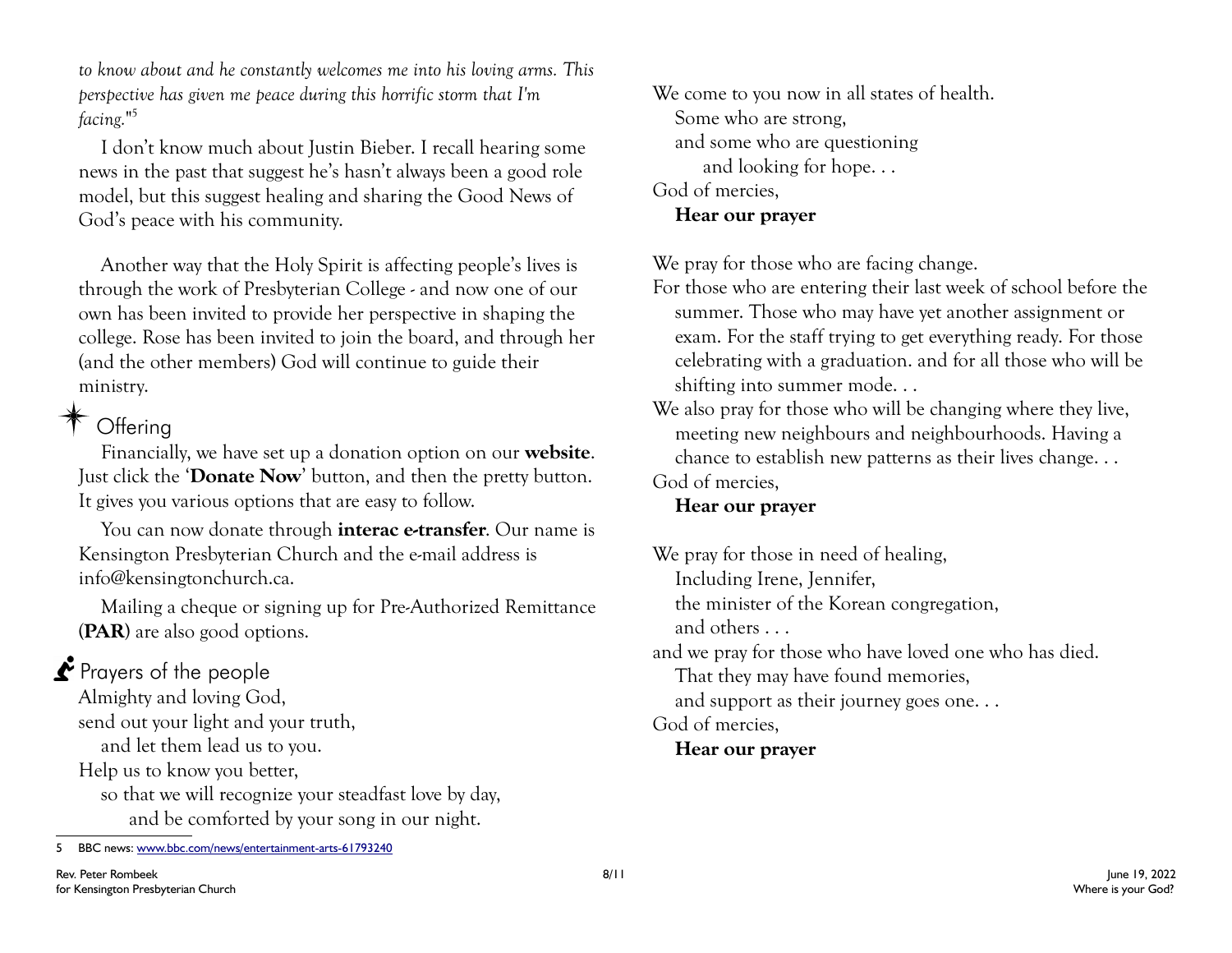*to know about and he constantly welcomes me into his loving arms. This perspective has given me peace during this horrific storm that I'm facing.*" [5](#page-7-0)

I don't know much about Justin Bieber. I recall hearing some news in the past that suggest he's hasn't always been a good role model, but this suggest healing and sharing the Good News of God's peace with his community.

Another way that the Holy Spirit is affecting people's lives is through the work of Presbyterian College - and now one of our own has been invited to provide her perspective in shaping the college. Rose has been invited to join the board, and through her (and the other members) God will continue to guide their ministry.

## **<sup>☀</sup> Offering**

Financially, we have set up a donation option on our **website**. Just click the '**Donate Now**' button, and then the pretty button. It gives you various options that are easy to follow.

You can now donate through **interac e-transfer**. Our name is Kensington Presbyterian Church and the e-mail address is info@kensingtonchurch.ca.

Mailing a cheque or signing up for Pre-Authorized Remittance (**PAR**) are also good options.

## Prayers of the people

Almighty and loving God, send out your light and your truth, and let them lead us to you. Help us to know you better, so that we will recognize your steadfast love by day, and be comforted by your song in our night.

We come to you now in all states of health. Some who are strong, and some who are questioning and looking for hope. . .

God of mercies,

#### **Hear our prayer**

We pray for those who are facing change.

For those who are entering their last week of school before the summer. Those who may have yet another assignment or exam. For the staff trying to get everything ready. For those celebrating with a graduation. and for all those who will be shifting into summer mode. . .

We also pray for those who will be changing where they live, meeting new neighbours and neighbourhoods. Having a chance to establish new patterns as their lives change. . . God of mercies,

### **Hear our prayer**

We pray for those in need of healing,

Including Irene, Jennifer,

the minister of the Korean congregation,

and others . . .

and we pray for those who have loved one who has died.

That they may have found memories,

and support as their journey goes one. . .

God of mercies,

## **Hear our prayer**

<span id="page-7-0"></span><sup>5</sup> BBC news: [www.bbc.com/news/entertainment-arts-61793240](https://www.bbc.com/news/entertainment-arts-61793240)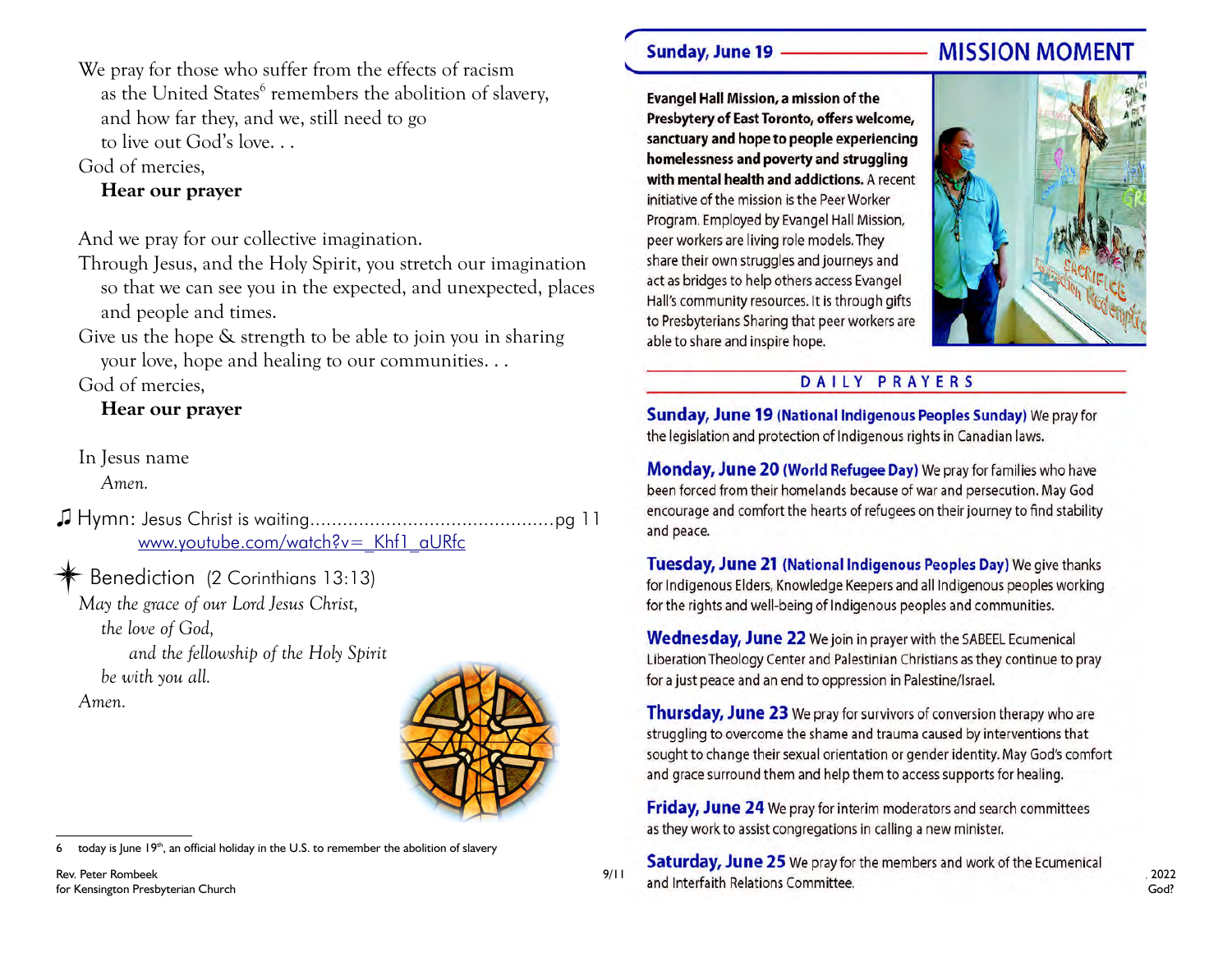We pray for those who suffer from the effects of racism as the United States<sup>[6](#page-8-0)</sup> remembers the abolition of slavery, and how far they, and we, still need to go

to live out God's love. . .

God of mercies,

#### **Hear our prayer**

And we pray for our collective imagination.

- Through Jesus, and the Holy Spirit, you stretch our imagination so that we can see you in the expected, and unexpected, places and people and times.
- Give us the hope & strength to be able to join you in sharing your love, hope and healing to our communities. . .

God of mercies,

**Hear our prayer**

In Jesus name *Amen.*

♫ Hymn: Jesus Christ is waiting.............................................pg 11 [www.youtube.com/watch?v=\\_Khf1\\_aURfc](https://www.youtube.com/watch?v=_Khf1_aURfc)

Benediction (2 Corinthians 13:13)

*May the grace of our Lord Jesus Christ, the love of God,* 

*and the fellowship of the Holy Spirit be with you all.* 

*Amen.*



<sup>6</sup> today is June  $19<sup>th</sup>$ , an official holiday in the U.S. to remember the abolition of slavery

#### **Sunday, June 19**

## **MISSION MOMENT**

**Evangel Hall Mission, a mission of the** Presbytery of East Toronto, offers welcome, sanctuary and hope to people experiencing homelessness and poverty and struggling with mental health and addictions. A recent initiative of the mission is the Peer Worker Program. Employed by Evangel Hall Mission, peer workers are living role models. They share their own struggles and journeys and act as bridges to help others access Evangel Hall's community resources. It is through gifts to Presbyterians Sharing that peer workers are able to share and inspire hope.



#### **DAILY PRAYERS**

**Sunday, June 19 (National Indigenous Peoples Sunday)** We pray for the legislation and protection of Indigenous rights in Canadian laws.

Monday, June 20 (World Refugee Day) We pray for families who have been forced from their homelands because of war and persecution. May God encourage and comfort the hearts of refugees on their journey to find stability and peace.

Tuesday, June 21 (National Indigenous Peoples Day) We give thanks for Indigenous Elders, Knowledge Keepers and all Indigenous peoples working for the rights and well-being of Indigenous peoples and communities.

Wednesday, June 22 We join in prayer with the SABEEL Ecumenical Liberation Theology Center and Palestinian Christians as they continue to pray for a just peace and an end to oppression in Palestine/Israel.

Thursday, June 23 We pray for survivors of conversion therapy who are struggling to overcome the shame and trauma caused by interventions that sought to change their sexual orientation or gender identity. May God's comfort and grace surround them and help them to access supports for healing.

Friday, June 24 We pray for interim moderators and search committees as they work to assist congregations in calling a new minister.

<span id="page-8-0"></span>Rev. Peter Rombeek **Example 25** We pray for the members and work of the Ecumenical Rev. Peter Rombeek **9/11**  $\overline{\text{Saturday}}$ , June 25 We pray for the members and work of the Ecumenical 2022 for Kensington Presbyterian Church God?<br>God?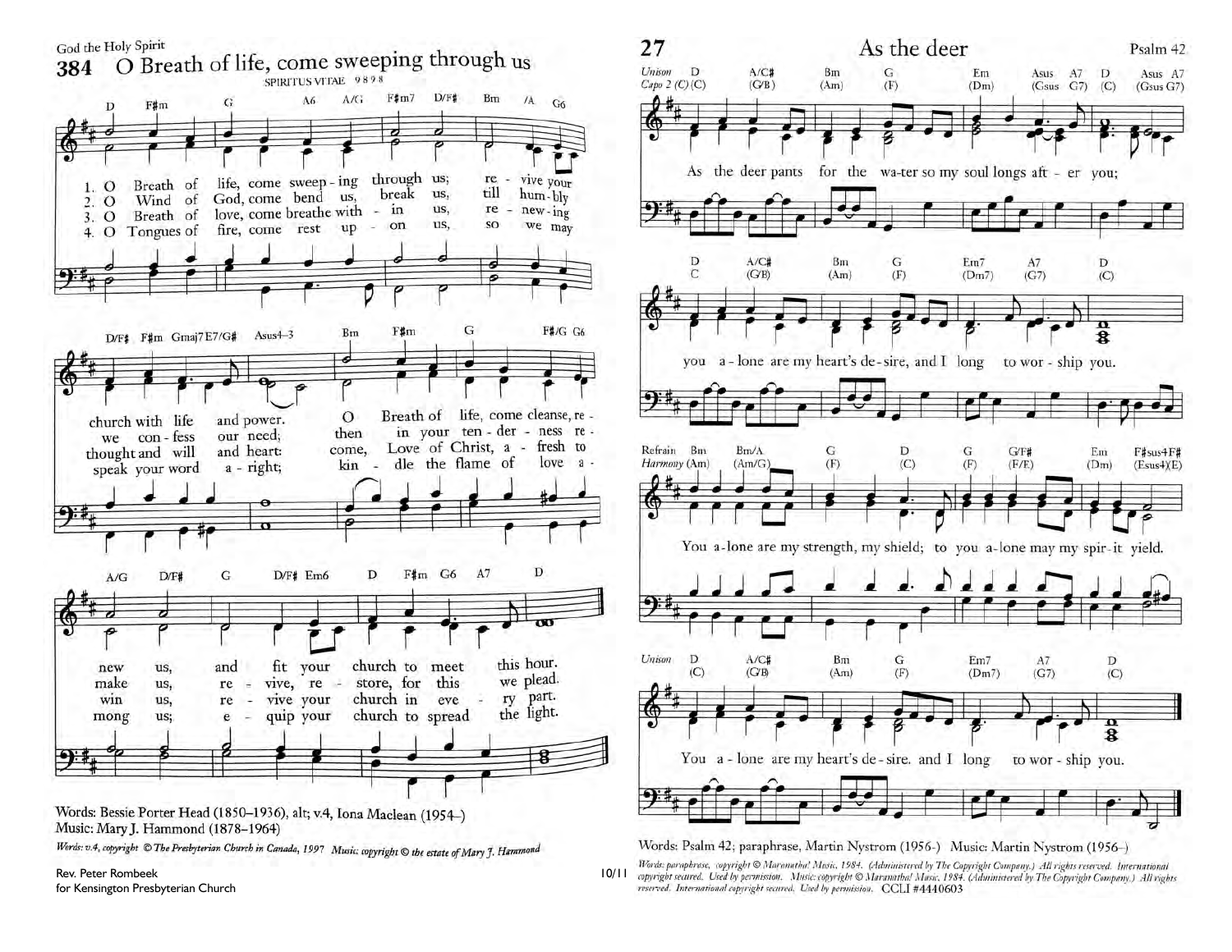

Rev. Peter Rombeek 10

Words: paraphrase, copyright © Maranatha! Music, 1984. (Administered by The Copyright Company.) All rights reserved. International<br>copyright secured. Used by permission. Music: copyright © Maranatha! Music, 1984. (Administ for Kensington Presbyterian Church **For Accord Church** For Kensington Preserved, International copyright secured. Used by permission. CCLI #4440603